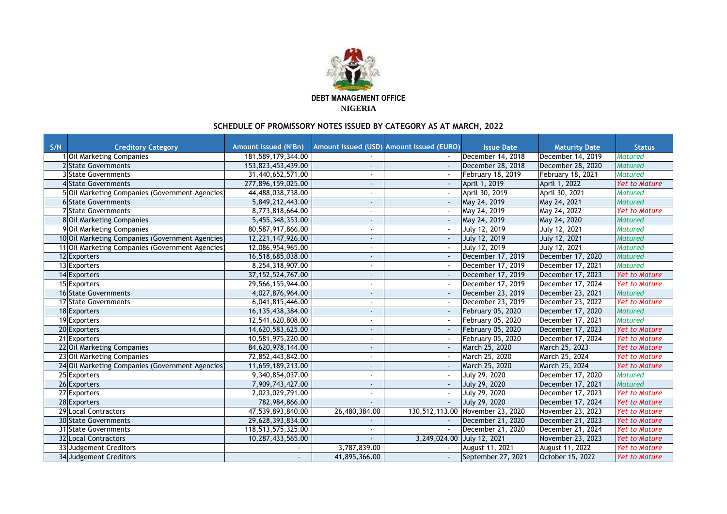**DEBT MANAGEMENT OFFICE**

**NIGERIA**

## SCHEDULE OF PROMISSORY NOTES ISSUED BY CATEGORY AS AT MARCH, 2022

| S/N | Creditory Category | Amount Issued (N'Bn) | Amount Issued (USD) | Amount Issued (EURO) | Issue Date | Maturity Date | Status |
|---|---|---|---|---|---|---|---|
| 1 | Oil Marketing Companies | 181,589,179,344.00 | - | - | December 14, 2018 | December 14, 2019 | *Matured* |
| 2 | State Governments | 153,823,453,439.00 | - | - | December 28, 2018 | December 28, 2020 | *Matured* |
| 3 | State Governments | 31,440,652,571.00 | - | - | February 18, 2019 | February 18, 2021 | *Matured* |
| 4 | State Governments | 277,896,159,025.00 | - | - | April 1, 2019 | April 1, 2022 | *Yet to Mature* |
| 5 | Oil Marketing Companies (Government Agencies) | 44,488,038,738.00 | - | - | April 30, 2019 | April 30, 2021 | *Matured* |
| 6 | State Governments | 5,849,212,443.00 | - | - | May 24, 2019 | May 24, 2021 | *Matured* |
| 7 | State Governments | 8,773,818,664.00 | - | - | May 24, 2019 | May 24, 2022 | *Yet to Mature* |
| 8 | Oil Marketing Companies | 5,455,348,353.00 | - | - | May 24, 2019 | May 24, 2020 | *Matured* |
| 9 | Oil Marketing Companies | 80,587,917,866.00 | - | - | July 12, 2019 | July 12, 2021 | *Matured* |
| 10 | Oil Marketing Companies (Government Agencies) | 12,221,147,926.00 | - | - | July 12, 2019 | July 12, 2021 | *Matured* |
| 11 | Oil Marketing Companies (Government Agencies) | 12,086,954,965.00 | - | - | July 12, 2019 | July 12, 2021 | *Matured* |
| 12 | Exporters | 16,518,685,038.00 | - | - | December 17, 2019 | December 17, 2020 | *Matured* |
| 13 | Exporters | 8,254,318,907.00 | - | - | December 17, 2019 | December 17, 2021 | *Matured* |
| 14 | Exporters | 37,152,524,767.00 | - | - | December 17, 2019 | December 17, 2023 | *Yet to Mature* |
| 15 | Exporters | 29,566,155,944.00 | - | - | December 17, 2019 | December 17, 2024 | *Yet to Mature* |
| 16 | State Governments | 4,027,876,964.00 | - | - | December 23, 2019 | December 23, 2021 | *Matured* |
| 17 | State Governments | 6,041,815,446.00 | - | - | December 23, 2019 | December 23, 2022 | *Yet to Mature* |
| 18 | Exporters | 16,135,438,384.00 | - | - | February 05, 2020 | December 17, 2020 | *Matured* |
| 19 | Exporters | 12,541,620,808.00 | - | - | February 05, 2020 | December 17, 2021 | *Matured* |
| 20 | Exporters | 14,620,583,625.00 | - | - | February 05, 2020 | December 17, 2023 | *Yet to Mature* |
| 21 | Exporters | 10,581,975,220.00 | - | - | February 05, 2020 | December 17, 2024 | *Yet to Mature* |
| 22 | Oil Marketing Companies | 84,620,978,144.00 | - | - | March 25, 2020 | March 25, 2023 | *Yet to Mature* |
| 23 | Oil Marketing Companies | 72,852,443,842.00 | - | - | March 25, 2020 | March 25, 2024 | *Yet to Mature* |
| 24 | Oil Marketing Companies (Government Agencies) | 11,659,189,213.00 | - | - | March 25, 2020 | March 25, 2024 | *Yet to Mature* |
| 25 | Exporters | 9,340,854,037.00 | - | - | July 29, 2020 | December 17, 2020 | *Matured* |
| 26 | Exporters | 7,909,743,427.00 | - | - | July 29, 2020 | December 17, 2021 | *Matured* |
| 27 | Exporters | 2,023,029,791.00 | - | - | July 29, 2020 | December 17, 2023 | *Yet to Mature* |
| 28 | Exporters | 782,984,866.00 | - | - | July 29, 2020 | December 17, 2024 | *Yet to Mature* |
| 29 | Local Contractors | 47,539,893,840.00 | 26,480,384.00 | 130,512,113.00 | November 23, 2020 | November 23, 2023 | *Yet to Mature* |
| 30 | State Governments | 29,628,393,834.00 | - | - | December 21, 2020 | December 21, 2023 | *Yet to Mature* |
| 31 | State Governments | 118,513,575,325.00 | - | - | December 21, 2020 | December 21, 2024 | *Yet to Mature* |
| 32 | Local Contractors | 10,287,433,565.00 | - | 3,249,024.00 | July 12, 2021 | November 23, 2023 | *Yet to Mature* |
| 33 | Judgement Creditors | - | 3,787,839.00 | - | August 11, 2021 | August 11, 2022 | *Yet to Mature* |
| 34 | Judgement Creditors | - | 41,895,366.00 | - | September 27, 2021 | October 15, 2022 | *Yet to Mature* |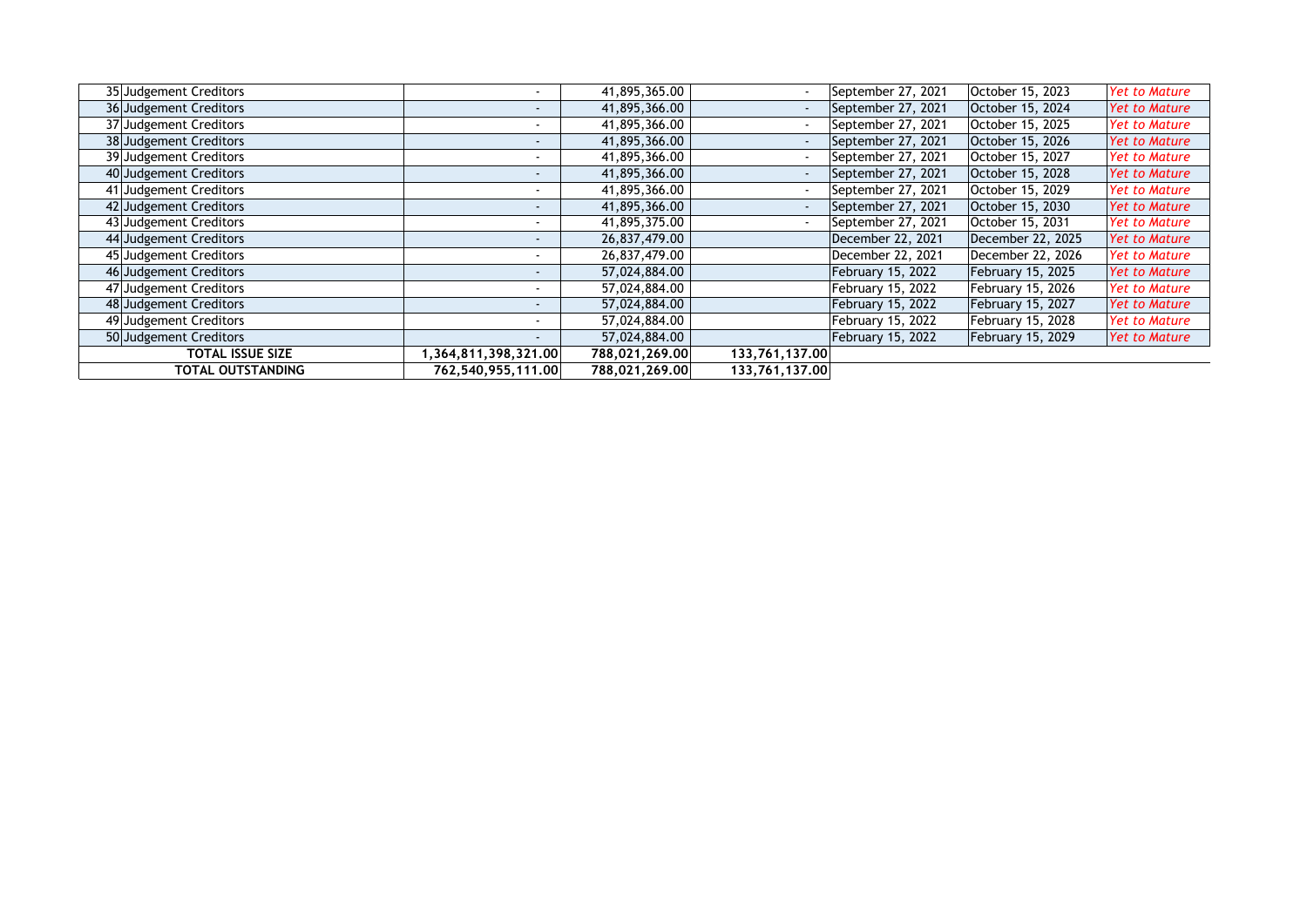| | | | | | | | |
|---|---|---|---|---|---|---|---|
| 35 | Judgement Creditors | - | 41,895,365.00 | - | September 27, 2021 | October 15, 2023 | *Yet to Mature* |
| 36 | Judgement Creditors | - | 41,895,366.00 | - | September 27, 2021 | October 15, 2024 | *Yet to Mature* |
| 37 | Judgement Creditors | - | 41,895,366.00 | - | September 27, 2021 | October 15, 2025 | *Yet to Mature* |
| 38 | Judgement Creditors | - | 41,895,366.00 | - | September 27, 2021 | October 15, 2026 | *Yet to Mature* |
| 39 | Judgement Creditors | - | 41,895,366.00 | - | September 27, 2021 | October 15, 2027 | *Yet to Mature* |
| 40 | Judgement Creditors | - | 41,895,366.00 | - | September 27, 2021 | October 15, 2028 | *Yet to Mature* |
| 41 | Judgement Creditors | - | 41,895,366.00 | - | September 27, 2021 | October 15, 2029 | *Yet to Mature* |
| 42 | Judgement Creditors | - | 41,895,366.00 | - | September 27, 2021 | October 15, 2030 | *Yet to Mature* |
| 43 | Judgement Creditors | - | 41,895,375.00 | - | September 27, 2021 | October 15, 2031 | *Yet to Mature* |
| 44 | Judgement Creditors | - | 26,837,479.00 | | December 22, 2021 | December 22, 2025 | *Yet to Mature* |
| 45 | Judgement Creditors | - | 26,837,479.00 | | December 22, 2021 | December 22, 2026 | *Yet to Mature* |
| 46 | Judgement Creditors | - | 57,024,884.00 | | February 15, 2022 | February 15, 2025 | *Yet to Mature* |
| 47 | Judgement Creditors | - | 57,024,884.00 | | February 15, 2022 | February 15, 2026 | *Yet to Mature* |
| 48 | Judgement Creditors | - | 57,024,884.00 | | February 15, 2022 | February 15, 2027 | *Yet to Mature* |
| 49 | Judgement Creditors | - | 57,024,884.00 | | February 15, 2022 | February 15, 2028 | *Yet to Mature* |
| 50 | Judgement Creditors | - | 57,024,884.00 | | February 15, 2022 | February 15, 2029 | *Yet to Mature* |
| | **TOTAL ISSUE SIZE** | **1,364,811,398,321.00** | **788,021,269.00** | **133,761,137.00** | | | |
| | **TOTAL OUTSTANDING** | **762,540,955,111.00** | **788,021,269.00** | **133,761,137.00** | | | |